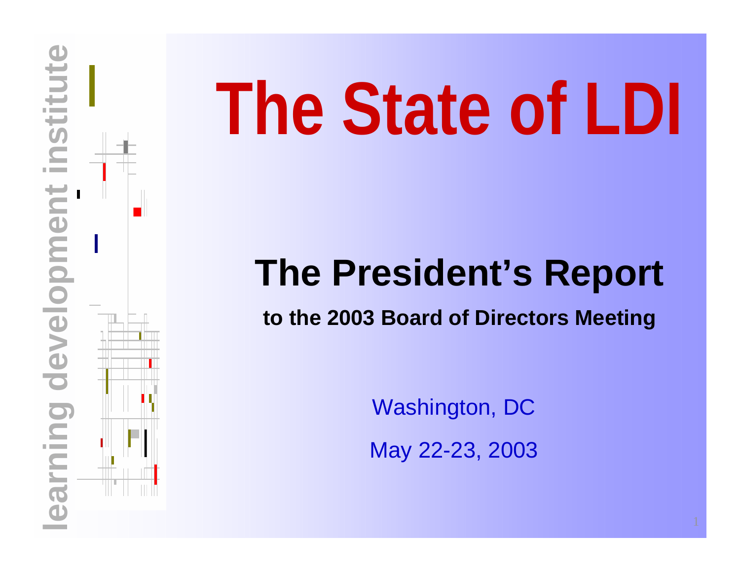learning development institute

# The State of LDI

## The President's Report

**to the 2003 Board of Directors Meeting**

Washington, DC

May 22-23, 2003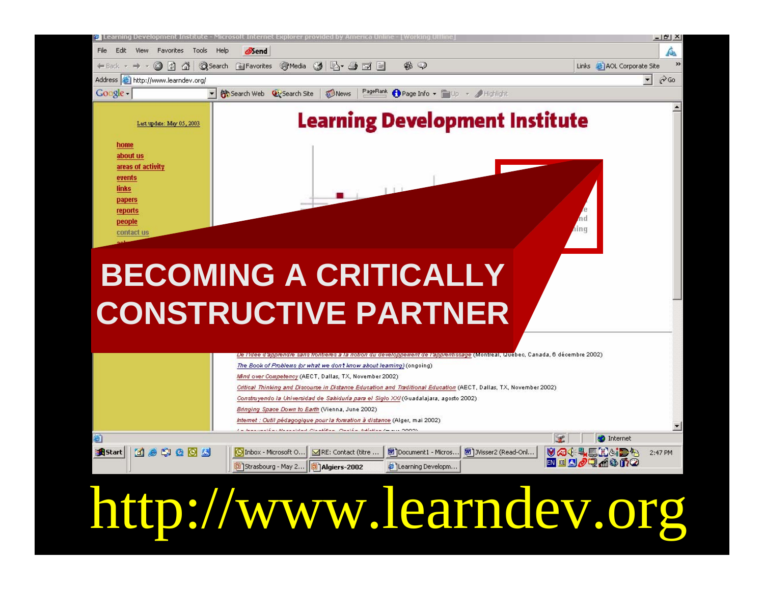# BECOMING A CRITICALLY CONSTRUCTIVE PARTNER

http://www.learndev.org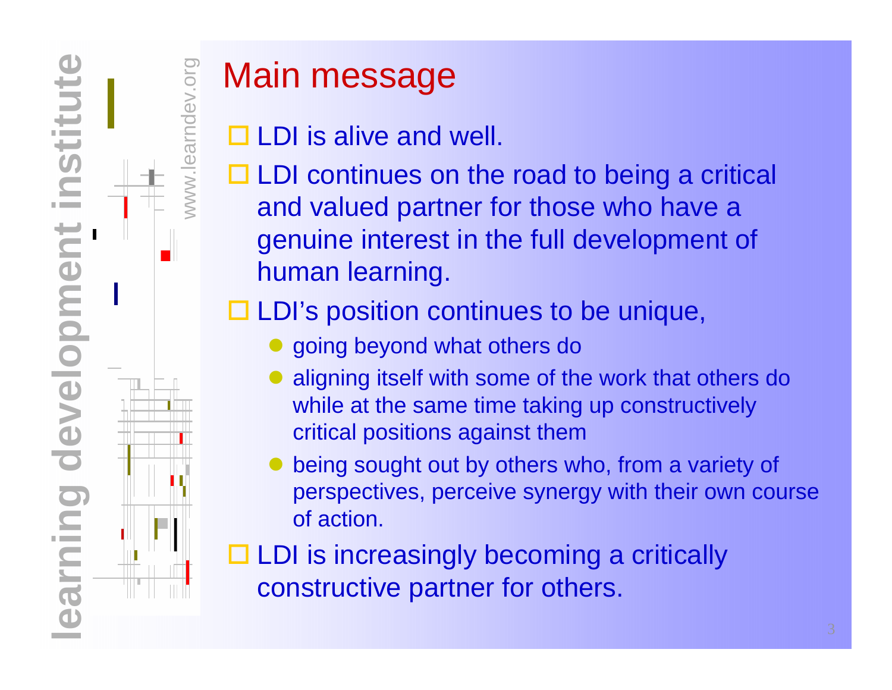# Main message

- LDI is alive and well.
- LDI continues on the road to being a critical and valued partner for those who have a genuine interest in the full development of human learning.
- LDI's position continues to be unique,
  - going beyond what others do
  - aligning itself with some of the work that others do while at the same time taking up constructively critical positions against them
  - being sought out by others who, from a variety of perspectives, perceive synergy with their own course of action.
- LDI is increasingly becoming a critically constructive partner for others.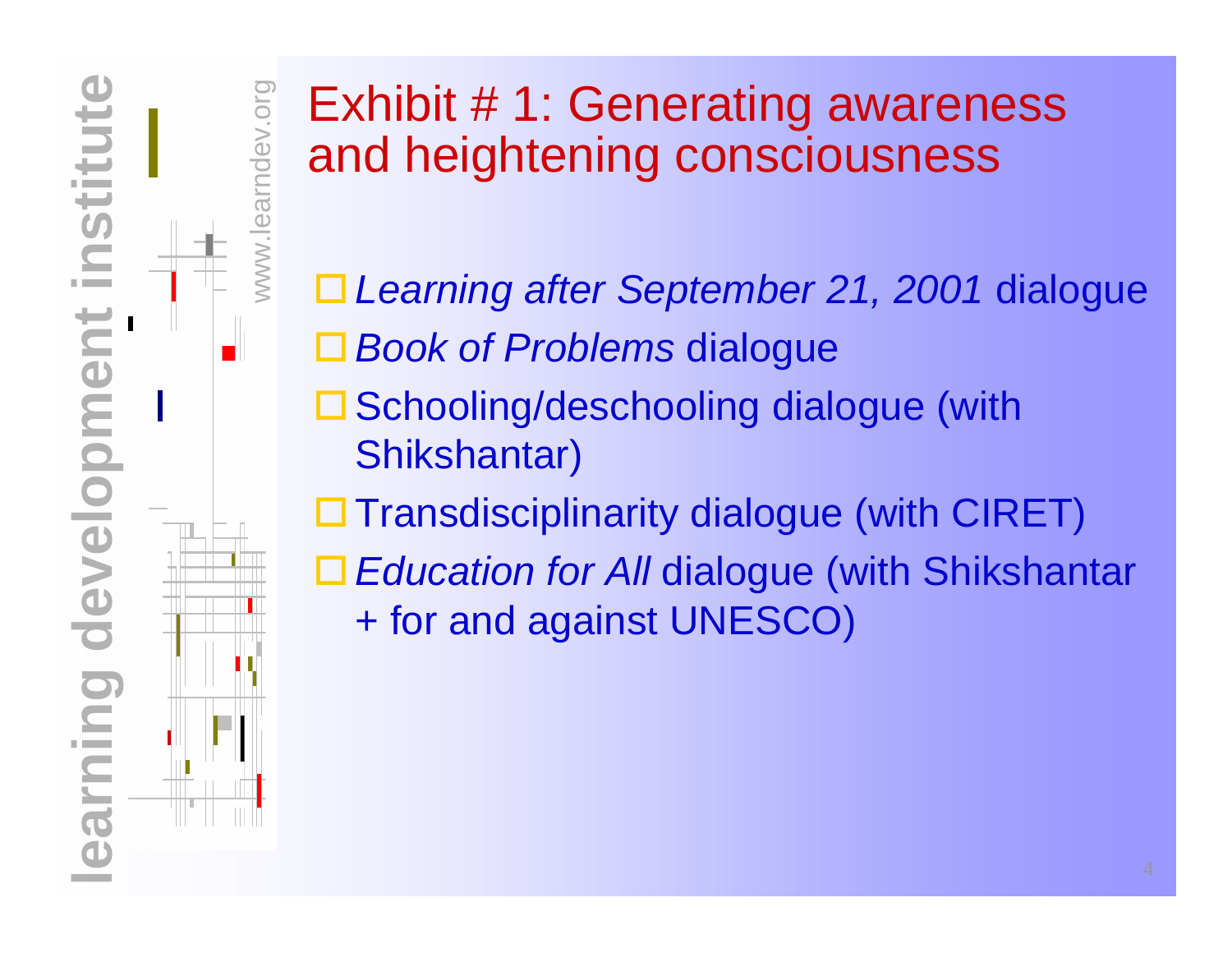# Exhibit # 1: Generating awareness and heightening consciousness

- *Learning after September 21, 2001* dialogue
- *Book of Problems* dialogue
- Schooling/deschooling dialogue (with Shikshantar)
- Transdisciplinarity dialogue (with CIRET)
- *Education for All* dialogue (with Shikshantar + for and against UNESCO)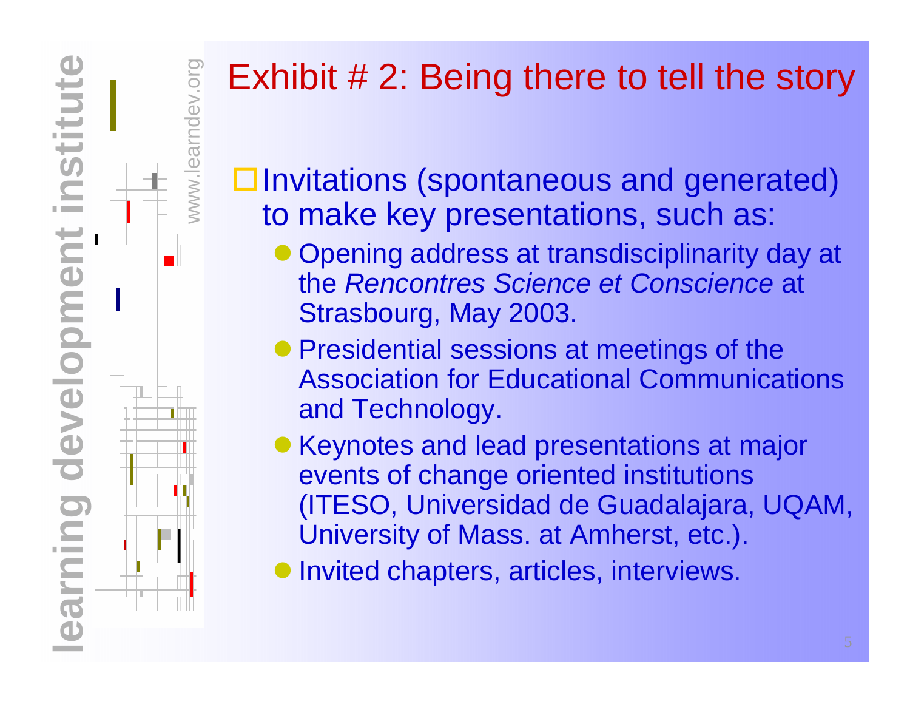# Exhibit # 2: Being there to tell the story

- Invitations (spontaneous and generated) to make key presentations, such as:
  - Opening address at transdisciplinarity day at the *Rencontres Science et Conscience* at Strasbourg, May 2003.
  - Presidential sessions at meetings of the Association for Educational Communications and Technology.
  - Keynotes and lead presentations at major events of change oriented institutions (ITESO, Universidad de Guadalajara, UQAM, University of Mass. at Amherst, etc.).
  - Invited chapters, articles, interviews.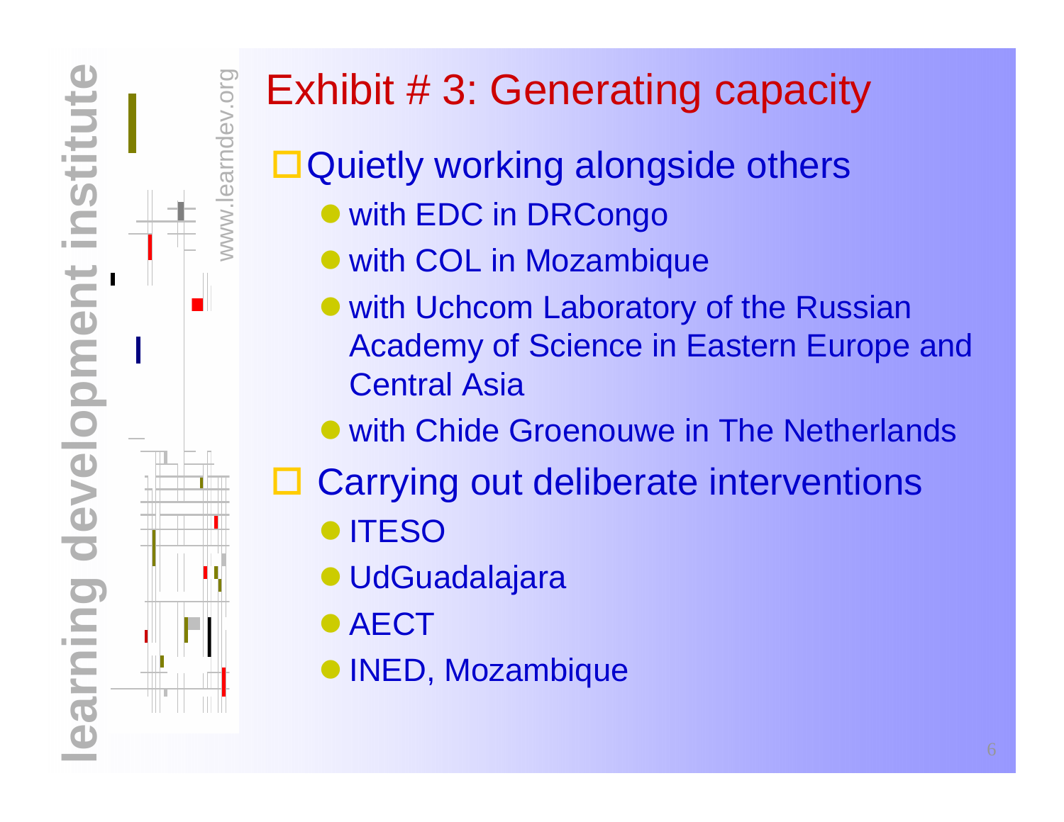# Exhibit # 3: Generating capacity

- Quietly working alongside others
  - with EDC in DRCongo
  - with COL in Mozambique
  - with Uchcom Laboratory of the Russian Academy of Science in Eastern Europe and Central Asia
  - with Chide Groenouwe in The Netherlands
- Carrying out deliberate interventions
  - ITESO
  - UdGuadalajara
  - AECT
  - INED, Mozambique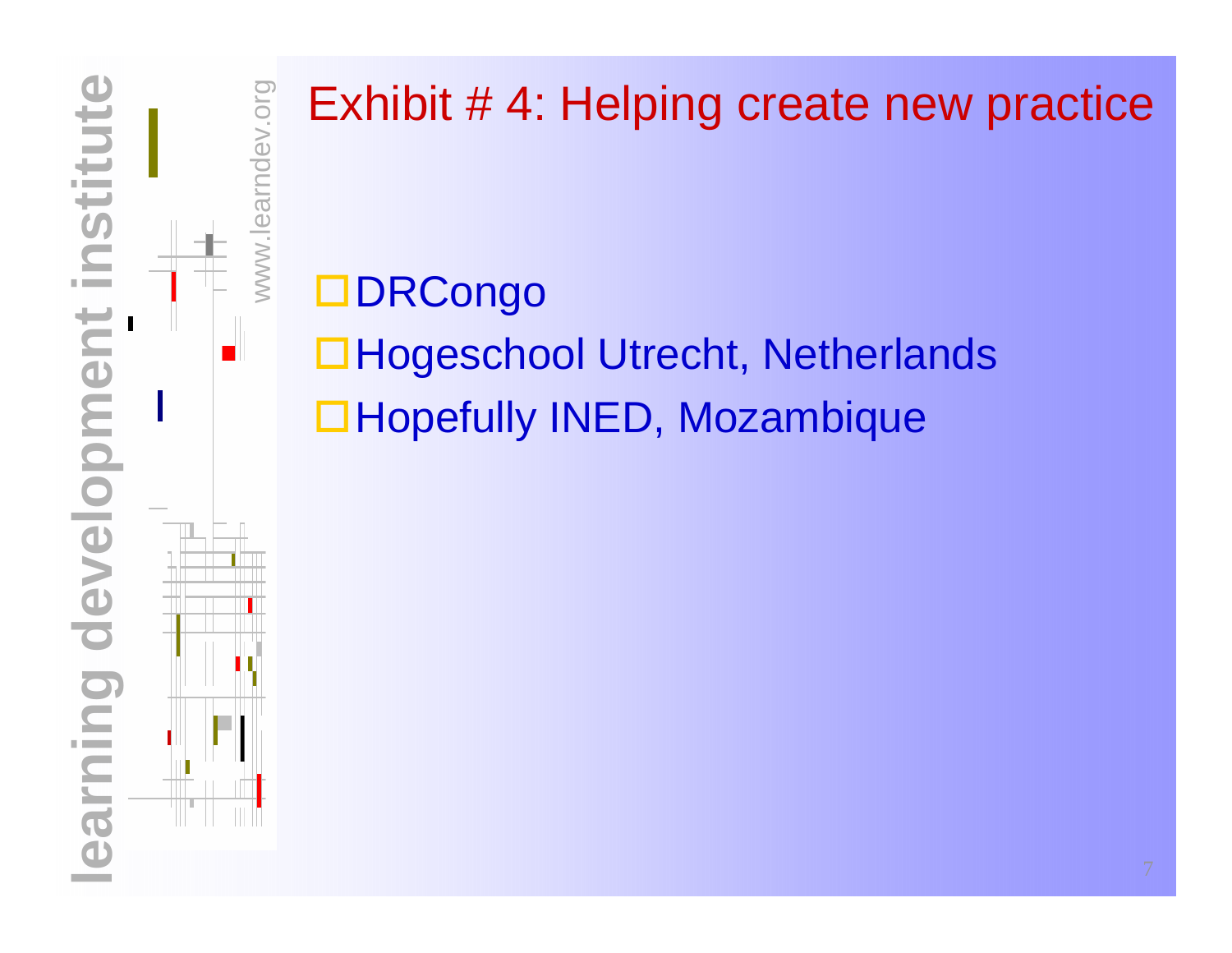# Exhibit # 4: Helping create new practice

- DRCongo
- Hogeschool Utrecht, Netherlands
- Hopefully INED, Mozambique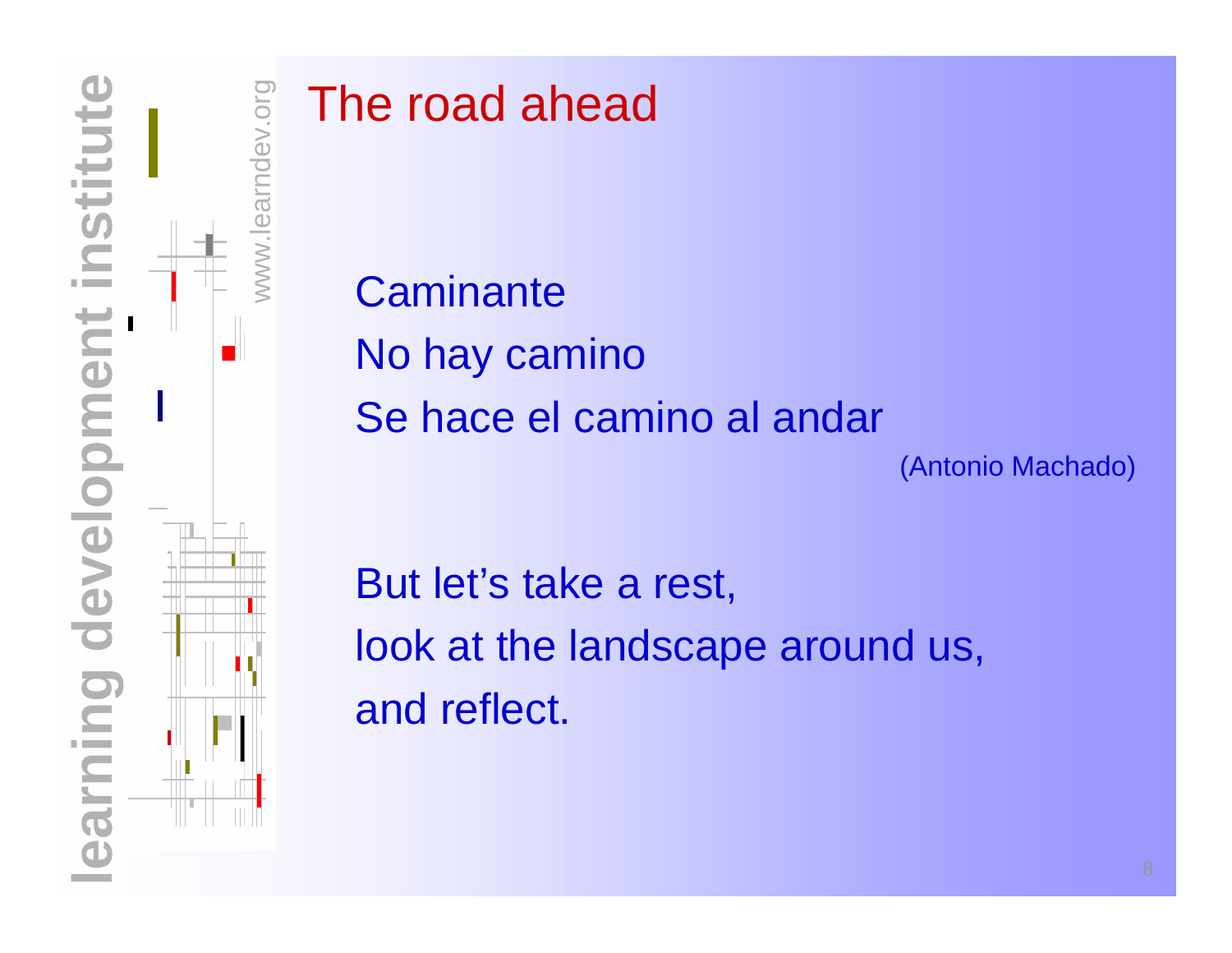# The road ahead

Caminante
No hay camino
Se hace el camino al andar

(Antonio Machado)

But let's take a rest,
look at the landscape around us,
and reflect.